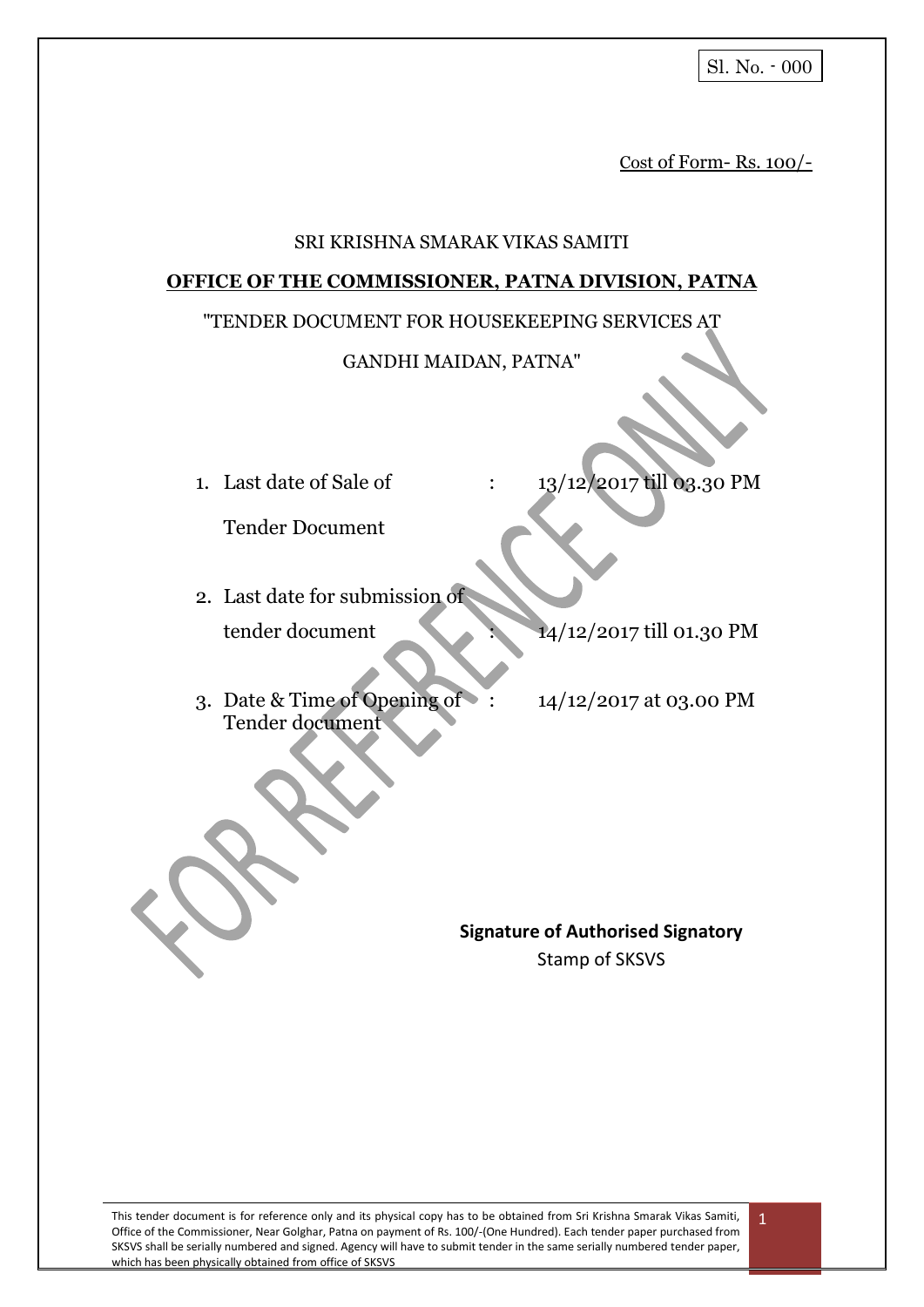Sl. No. - 000

<u>Cost of Form- Rs. 100/-</u>

SRI KRISHNA SMARAK VIKAS SAMITI

**<u>OFFICE OF THE COMMISSIONER, PATNA DIVISION, PATNA</u>**

"TENDER DOCUMENT FOR HOUSEKEEPING SERVICES AT GANDHI MAIDAN, PATNA"

1. Last date of Sale of Tender Document : 13/12/2017 till 03.30 PM
2. Last date for submission of tender document : 14/12/2017 till 01.30 PM
3. Date & Time of Opening of Tender document : 14/12/2017 at 03.00 PM

**Signature of Authorised Signatory**

Stamp of SKSVS

This tender document is for reference only and its physical copy has to be obtained from Sri Krishna Smarak Vikas Samiti, Office of the Commissioner, Near Golghar, Patna on payment of Rs. 100/-(One Hundred). Each tender paper purchased from SKSVS shall be serially numbered and signed. Agency will have to submit tender in the same serially numbered tender paper, which has been physically obtained from office of SKSVS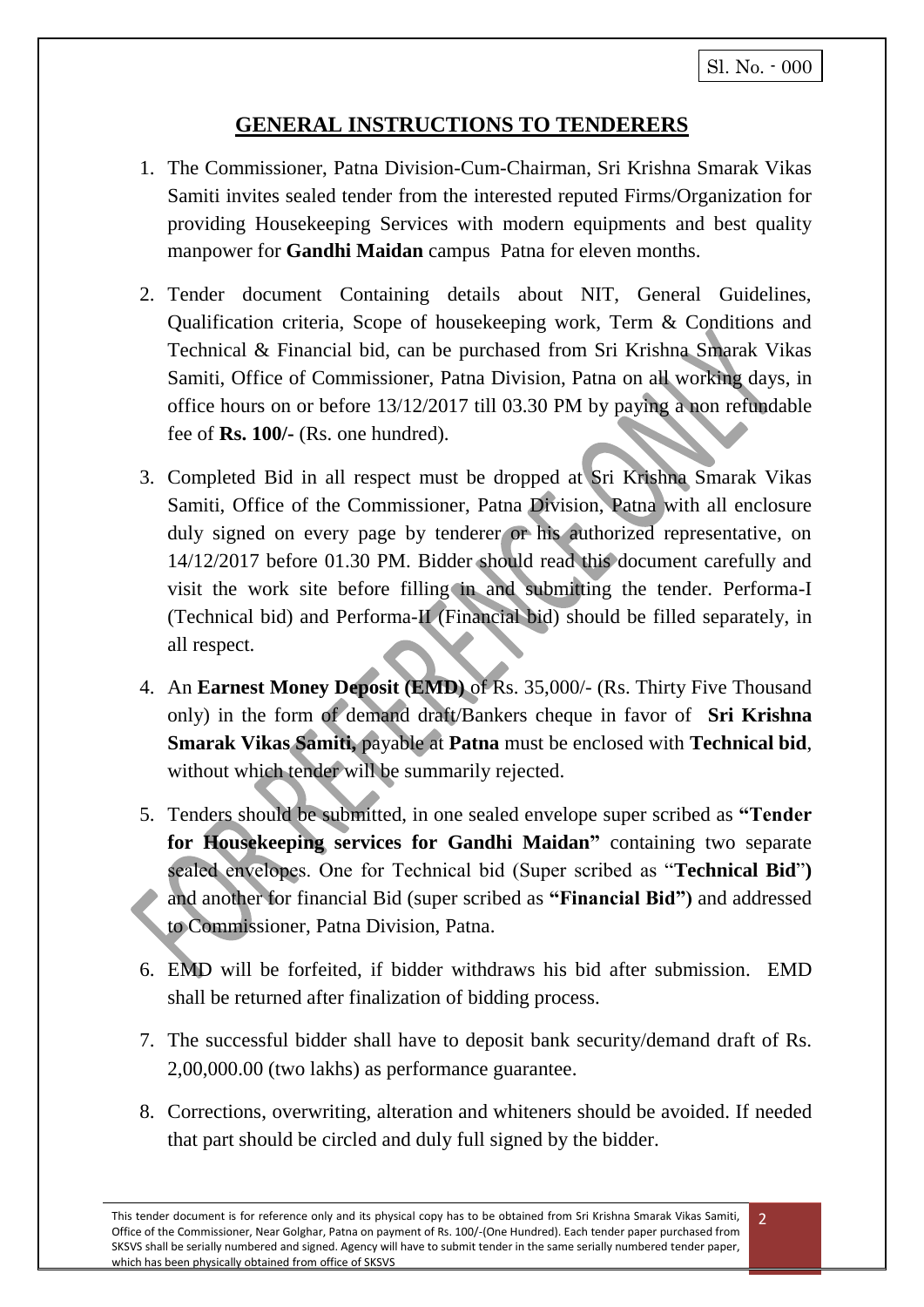Sl. No. - 000

## GENERAL INSTRUCTIONS TO TENDERERS

1. The Commissioner, Patna Division-Cum-Chairman, Sri Krishna Smarak Vikas Samiti invites sealed tender from the interested reputed Firms/Organization for providing Housekeeping Services with modern equipments and best quality manpower for **Gandhi Maidan** campus Patna for eleven months.

2. Tender document Containing details about NIT, General Guidelines, Qualification criteria, Scope of housekeeping work, Term & Conditions and Technical & Financial bid, can be purchased from Sri Krishna Smarak Vikas Samiti, Office of Commissioner, Patna Division, Patna on all working days, in office hours on or before 13/12/2017 till 03.30 PM by paying a non refundable fee of **Rs. 100/-** (Rs. one hundred).

3. Completed Bid in all respect must be dropped at Sri Krishna Smarak Vikas Samiti, Office of the Commissioner, Patna Division, Patna with all enclosure duly signed on every page by tenderer or his authorized representative, on 14/12/2017 before 01.30 PM. Bidder should read this document carefully and visit the work site before filling in and submitting the tender. Performa-I (Technical bid) and Performa-II (Financial bid) should be filled separately, in all respect.

4. An **Earnest Money Deposit (EMD)** of Rs. 35,000/- (Rs. Thirty Five Thousand only) in the form of demand draft/Bankers cheque in favor of **Sri Krishna Smarak Vikas Samiti,** payable at **Patna** must be enclosed with **Technical bid**, without which tender will be summarily rejected.

5. Tenders should be submitted, in one sealed envelope super scribed as **"Tender for Housekeeping services for Gandhi Maidan"** containing two separate sealed envelopes. One for Technical bid (Super scribed as "**Technical Bid**"**)** and another for financial Bid (super scribed as **"Financial Bid")** and addressed to Commissioner, Patna Division, Patna.

6. EMD will be forfeited, if bidder withdraws his bid after submission. EMD shall be returned after finalization of bidding process.

7. The successful bidder shall have to deposit bank security/demand draft of Rs. 2,00,000.00 (two lakhs) as performance guarantee.

8. Corrections, overwriting, alteration and whiteners should be avoided. If needed that part should be circled and duly full signed by the bidder.

This tender document is for reference only and its physical copy has to be obtained from Sri Krishna Smarak Vikas Samiti, Office of the Commissioner, Near Golghar, Patna on payment of Rs. 100/-(One Hundred). Each tender paper purchased from SKSVS shall be serially numbered and signed. Agency will have to submit tender in the same serially numbered tender paper, which has been physically obtained from office of SKSVS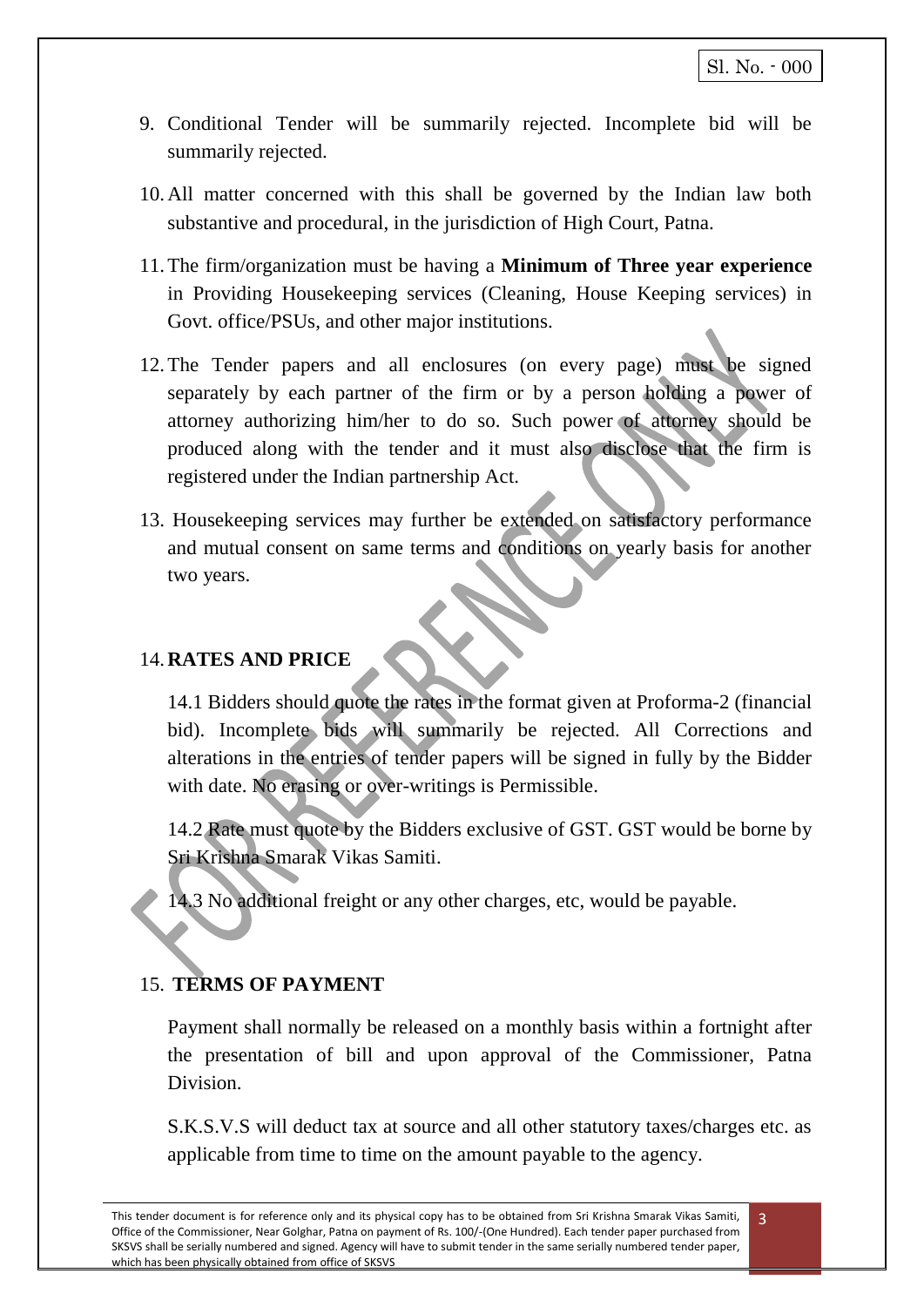9. Conditional Tender will be summarily rejected. Incomplete bid will be summarily rejected.

10. All matter concerned with this shall be governed by the Indian law both substantive and procedural, in the jurisdiction of High Court, Patna.

11. The firm/organization must be having a **Minimum of Three year experience** in Providing Housekeeping services (Cleaning, House Keeping services) in Govt. office/PSUs, and other major institutions.

12. The Tender papers and all enclosures (on every page) must be signed separately by each partner of the firm or by a person holding a power of attorney authorizing him/her to do so. Such power of attorney should be produced along with the tender and it must also disclose that the firm is registered under the Indian partnership Act.

13. Housekeeping services may further be extended on satisfactory performance and mutual consent on same terms and conditions on yearly basis for another two years.

14. **RATES AND PRICE**

14.1 Bidders should quote the rates in the format given at Proforma-2 (financial bid). Incomplete bids will summarily be rejected. All Corrections and alterations in the entries of tender papers will be signed in fully by the Bidder with date. No erasing or over-writings is Permissible.

14.2 Rate must quote by the Bidders exclusive of GST. GST would be borne by Sri Krishna Smarak Vikas Samiti.

14.3 No additional freight or any other charges, etc, would be payable.

15. **TERMS OF PAYMENT**

Payment shall normally be released on a monthly basis within a fortnight after the presentation of bill and upon approval of the Commissioner, Patna Division.

S.K.S.V.S will deduct tax at source and all other statutory taxes/charges etc. as applicable from time to time on the amount payable to the agency.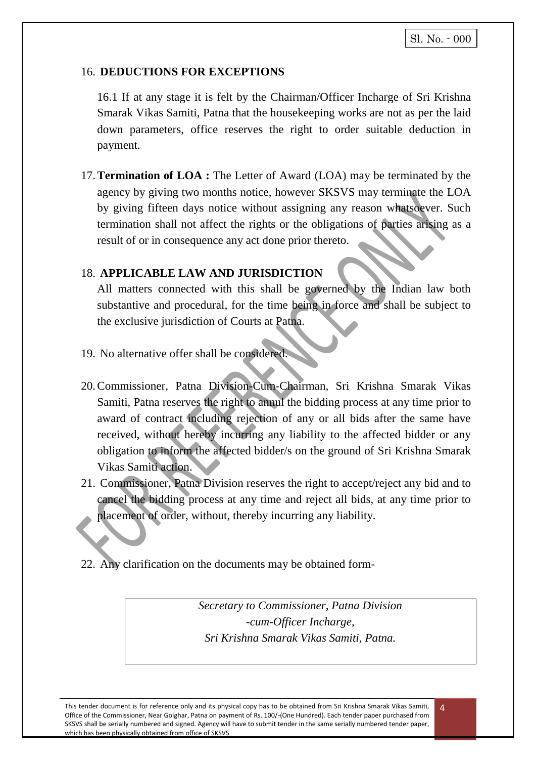Sl. No. - 000

16. **DEDUCTIONS FOR EXCEPTIONS**

   16.1 If at any stage it is felt by the Chairman/Officer Incharge of Sri Krishna Smarak Vikas Samiti, Patna that the housekeeping works are not as per the laid down parameters, office reserves the right to order suitable deduction in payment.

17. **Termination of LOA :** The Letter of Award (LOA) may be terminated by the agency by giving two months notice, however SKSVS may terminate the LOA by giving fifteen days notice without assigning any reason whatsoever. Such termination shall not affect the rights or the obligations of parties arising as a result of or in consequence any act done prior thereto.

18. **APPLICABLE LAW AND JURISDICTION**

   All matters connected with this shall be governed by the Indian law both substantive and procedural, for the time being in force and shall be subject to the exclusive jurisdiction of Courts at Patna.

19. No alternative offer shall be considered.

20. Commissioner, Patna Division-Cum-Chairman, Sri Krishna Smarak Vikas Samiti, Patna reserves the right to annul the bidding process at any time prior to award of contract including rejection of any or all bids after the same have received, without hereby incurring any liability to the affected bidder or any obligation to inform the affected bidder/s on the ground of Sri Krishna Smarak Vikas Samiti action.

21. Commissioner, Patna Division reserves the right to accept/reject any bid and to cancel the bidding process at any time and reject all bids, at any time prior to placement of order, without, thereby incurring any liability.

22. Any clarification on the documents may be obtained form-

*Secretary to Commissioner, Patna Division*
*-cum-Officer Incharge,*
*Sri Krishna Smarak Vikas Samiti, Patna.*

This tender document is for reference only and its physical copy has to be obtained from Sri Krishna Smarak Vikas Samiti, Office of the Commissioner, Near Golghar, Patna on payment of Rs. 100/-(One Hundred). Each tender paper purchased from SKSVS shall be serially numbered and signed. Agency will have to submit tender in the same serially numbered tender paper, which has been physically obtained from office of SKSVS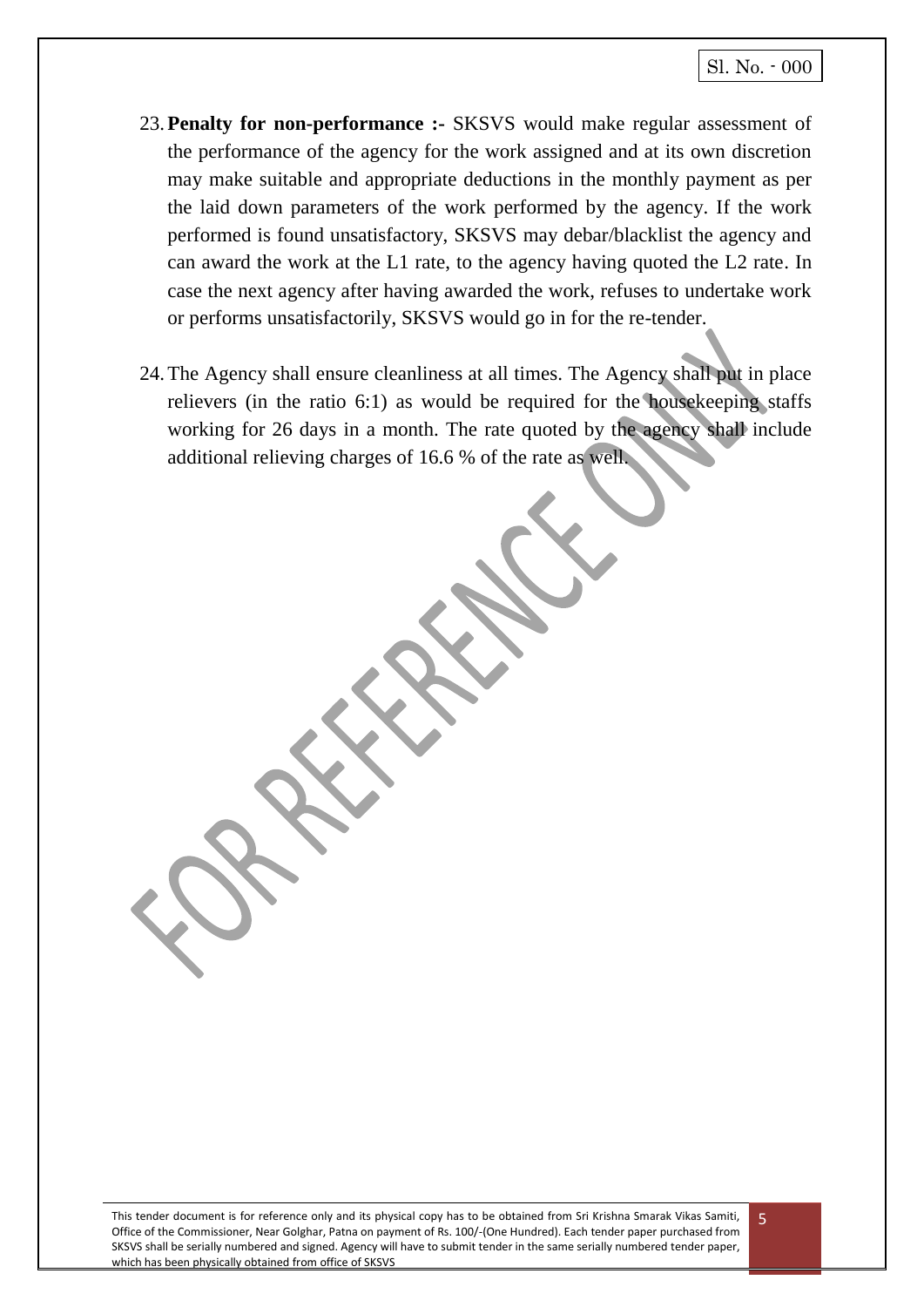23. **Penalty for non-performance :-** SKSVS would make regular assessment of the performance of the agency for the work assigned and at its own discretion may make suitable and appropriate deductions in the monthly payment as per the laid down parameters of the work performed by the agency. If the work performed is found unsatisfactory, SKSVS may debar/blacklist the agency and can award the work at the L1 rate, to the agency having quoted the L2 rate. In case the next agency after having awarded the work, refuses to undertake work or performs unsatisfactorily, SKSVS would go in for the re-tender.

24. The Agency shall ensure cleanliness at all times. The Agency shall put in place relievers (in the ratio 6:1) as would be required for the housekeeping staffs working for 26 days in a month. The rate quoted by the agency shall include additional relieving charges of 16.6 % of the rate as well.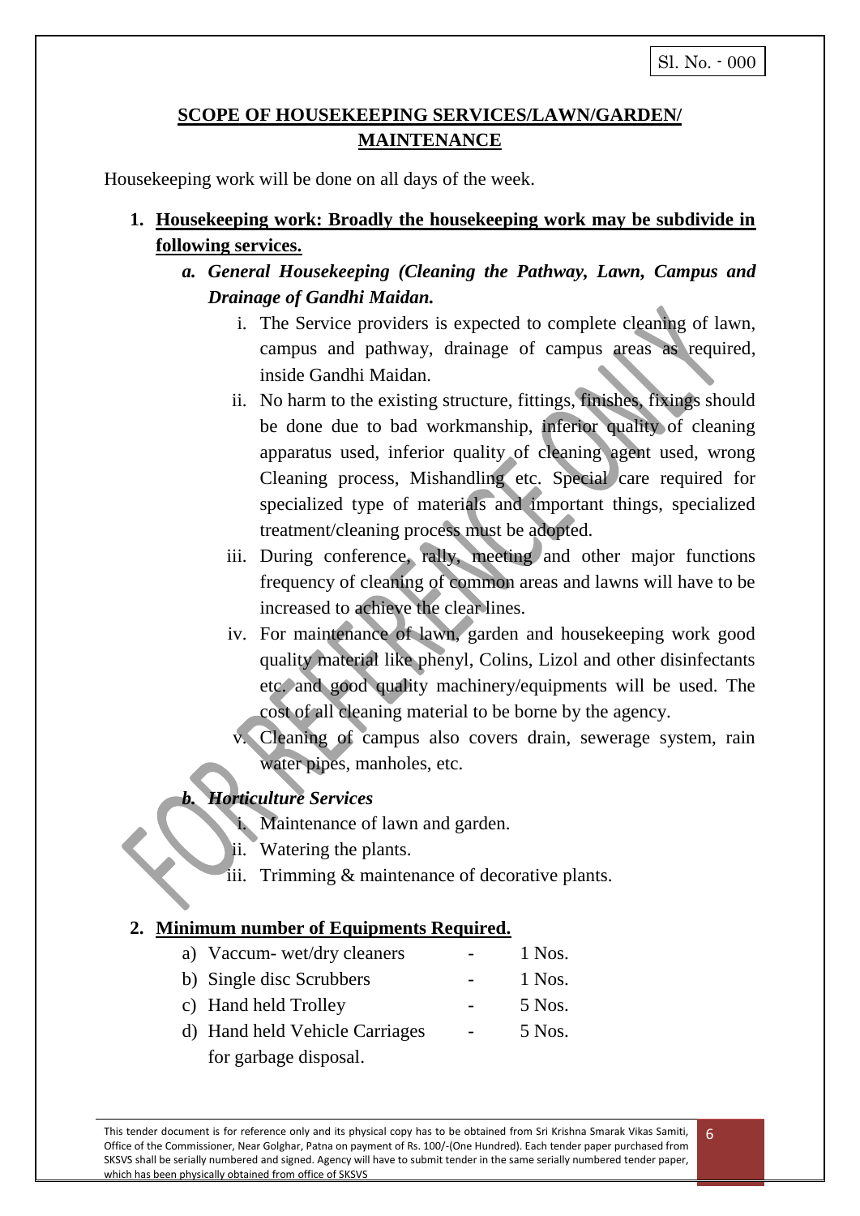Sl. No. - 000

## SCOPE OF HOUSEKEEPING SERVICES/LAWN/GARDEN/ MAINTENANCE

Housekeeping work will be done on all days of the week.

1. **Housekeeping work: Broadly the housekeeping work may be subdivide in following services.**

   a. ***General Housekeeping (Cleaning the Pathway, Lawn, Campus and Drainage of Gandhi Maidan.***

      i. The Service providers is expected to complete cleaning of lawn, campus and pathway, drainage of campus areas as required, inside Gandhi Maidan.

      ii. No harm to the existing structure, fittings, finishes, fixings should be done due to bad workmanship, inferior quality of cleaning apparatus used, inferior quality of cleaning agent used, wrong Cleaning process, Mishandling etc. Special care required for specialized type of materials and important things, specialized treatment/cleaning process must be adopted.

      iii. During conference, rally, meeting and other major functions frequency of cleaning of common areas and lawns will have to be increased to achieve the clear lines.

      iv. For maintenance of lawn, garden and housekeeping work good quality material like phenyl, Colins, Lizol and other disinfectants etc. and good quality machinery/equipments will be used. The cost of all cleaning material to be borne by the agency.

      v. Cleaning of campus also covers drain, sewerage system, rain water pipes, manholes, etc.

   b. ***Horticulture Services***

      i. Maintenance of lawn and garden.

      ii. Watering the plants.

      iii. Trimming & maintenance of decorative plants.

2. **Minimum number of Equipments Required.**

   a) Vaccum- wet/dry cleaners - 1 Nos.

   b) Single disc Scrubbers - 1 Nos.

   c) Hand held Trolley - 5 Nos.

   d) Hand held Vehicle Carriages for garbage disposal. - 5 Nos.

This tender document is for reference only and its physical copy has to be obtained from Sri Krishna Smarak Vikas Samiti, Office of the Commissioner, Near Golghar, Patna on payment of Rs. 100/-(One Hundred). Each tender paper purchased from SKSVS shall be serially numbered and signed. Agency will have to submit tender in the same serially numbered tender paper, which has been physically obtained from office of SKSVS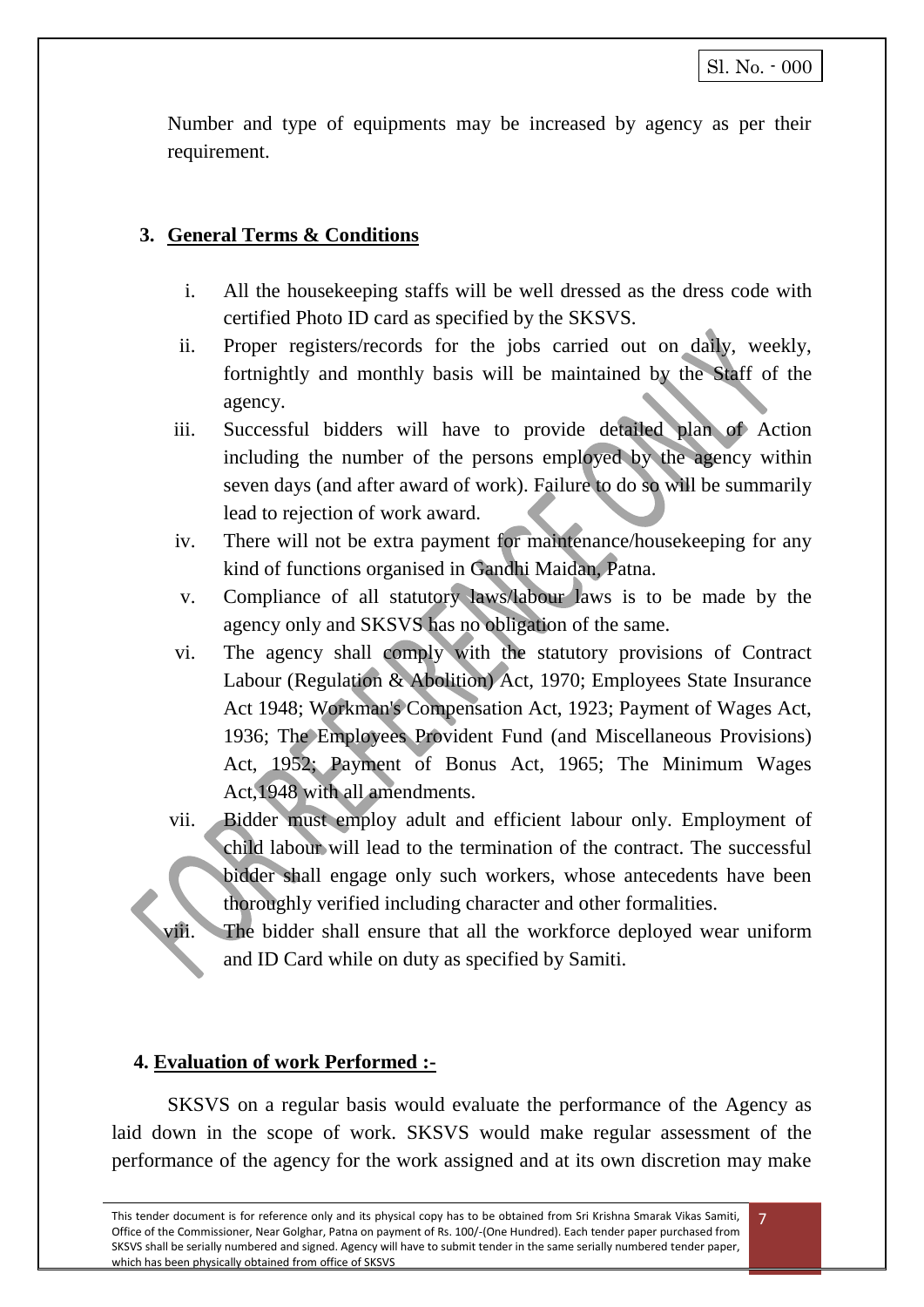Number and type of equipments may be increased by agency as per their requirement.

## 3. General Terms & Conditions

i. All the housekeeping staffs will be well dressed as the dress code with certified Photo ID card as specified by the SKSVS.

ii. Proper registers/records for the jobs carried out on daily, weekly, fortnightly and monthly basis will be maintained by the Staff of the agency.

iii. Successful bidders will have to provide detailed plan of Action including the number of the persons employed by the agency within seven days (and after award of work). Failure to do so will be summarily lead to rejection of work award.

iv. There will not be extra payment for maintenance/housekeeping for any kind of functions organised in Gandhi Maidan, Patna.

v. Compliance of all statutory laws/labour laws is to be made by the agency only and SKSVS has no obligation of the same.

vi. The agency shall comply with the statutory provisions of Contract Labour (Regulation & Abolition) Act, 1970; Employees State Insurance Act 1948; Workman's Compensation Act, 1923; Payment of Wages Act, 1936; The Employees Provident Fund (and Miscellaneous Provisions) Act, 1952; Payment of Bonus Act, 1965; The Minimum Wages Act,1948 with all amendments.

vii. Bidder must employ adult and efficient labour only. Employment of child labour will lead to the termination of the contract. The successful bidder shall engage only such workers, whose antecedents have been thoroughly verified including character and other formalities.

viii. The bidder shall ensure that all the workforce deployed wear uniform and ID Card while on duty as specified by Samiti.

## 4. Evaluation of work Performed :-

SKSVS on a regular basis would evaluate the performance of the Agency as laid down in the scope of work. SKSVS would make regular assessment of the performance of the agency for the work assigned and at its own discretion may make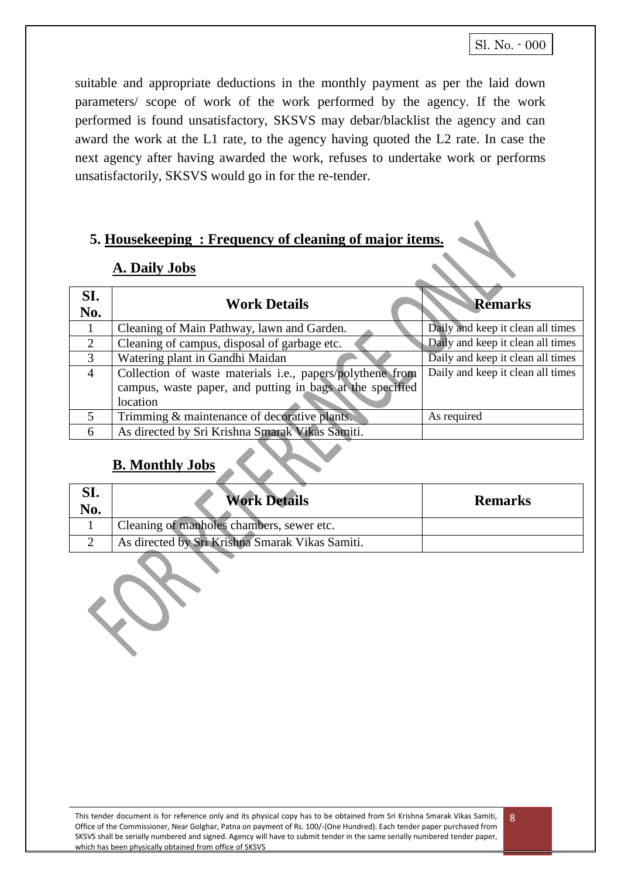suitable and appropriate deductions in the monthly payment as per the laid down parameters/ scope of work of the work performed by the agency. If the work performed is found unsatisfactory, SKSVS may debar/blacklist the agency and can award the work at the L1 rate, to the agency having quoted the L2 rate. In case the next agency after having awarded the work, refuses to undertake work or performs unsatisfactorily, SKSVS would go in for the re-tender.

## 5. Housekeeping : Frequency of cleaning of major items.

### A. Daily Jobs

| SI. No. | Work Details | Remarks |
|---|---|---|
| 1 | Cleaning of Main Pathway, lawn and Garden. | Daily and keep it clean all times |
| 2 | Cleaning of campus, disposal of garbage etc. | Daily and keep it clean all times |
| 3 | Watering plant in Gandhi Maidan | Daily and keep it clean all times |
| 4 | Collection of waste materials i.e., papers/polythene from campus, waste paper, and putting in bags at the specified location | Daily and keep it clean all times |
| 5 | Trimming & maintenance of decorative plants. | As required |
| 6 | As directed by Sri Krishna Smarak Vikas Samiti. | |

### B. Monthly Jobs

| SI. No. | Work Details | Remarks |
|---|---|---|
| 1 | Cleaning of manholes chambers, sewer etc. | |
| 2 | As directed by Sri Krishna Smarak Vikas Samiti. | |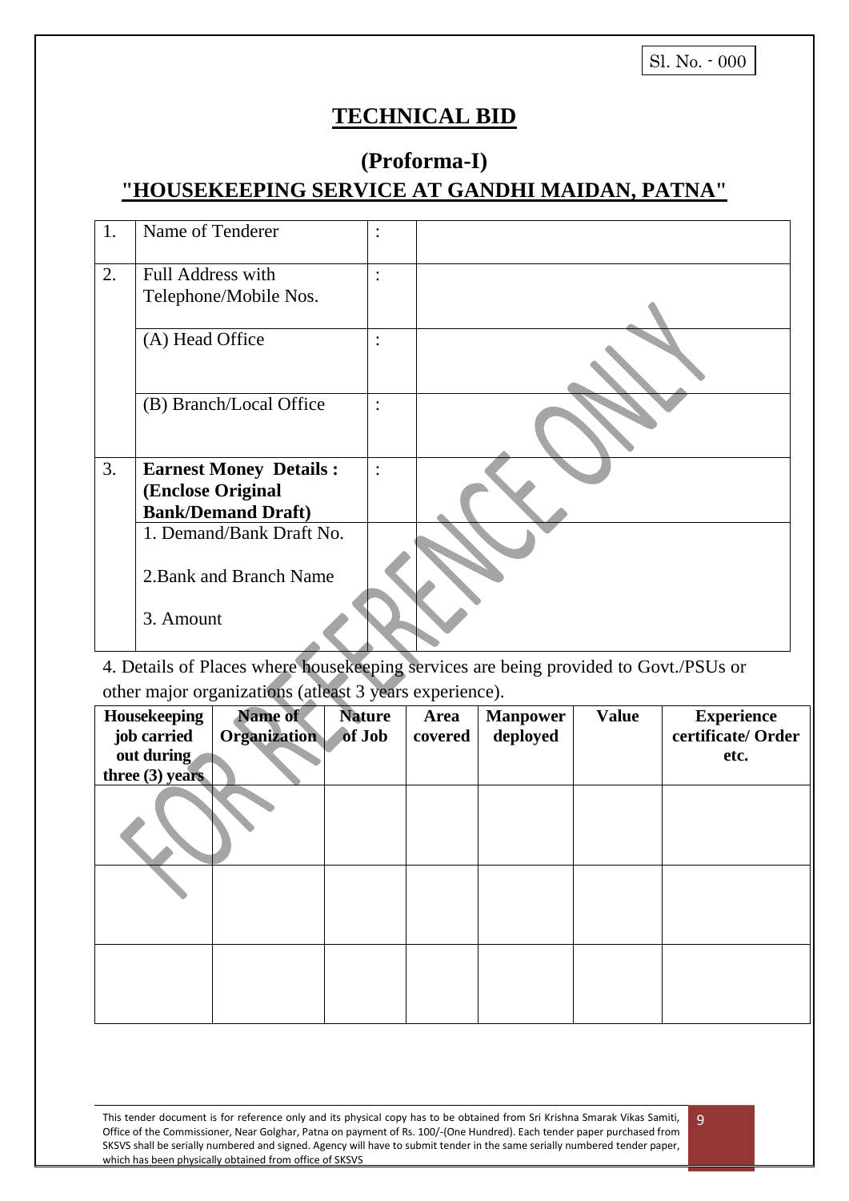Sl. No. - 000

# TECHNICAL BID

## (Proforma-I)

## "HOUSEKEEPING SERVICE AT GANDHI MAIDAN, PATNA"

| | | | |
|---|---|---|---|
| 1. | Name of Tenderer | : | |
| 2. | Full Address with Telephone/Mobile Nos. | : | |
| | (A) Head Office | : | |
| | (B) Branch/Local Office | : | |
| 3. | **Earnest Money Details : (Enclose Original Bank/Demand Draft)** | : | |
| | 1. Demand/Bank Draft No.<br><br>2.Bank and Branch Name<br><br>3. Amount | | |

4. Details of Places where housekeeping services are being provided to Govt./PSUs or other major organizations (atleast 3 years experience).

| Housekeeping job carried out during three (3) years | Name of Organization | Nature of Job | Area covered | Manpower deployed | Value | Experience certificate/ Order etc. |
|---|---|---|---|---|---|---|
| | | | | | | |
| | | | | | | |
| | | | | | | |

This tender document is for reference only and its physical copy has to be obtained from Sri Krishna Smarak Vikas Samiti, Office of the Commissioner, Near Golghar, Patna on payment of Rs. 100/-(One Hundred). Each tender paper purchased from SKSVS shall be serially numbered and signed. Agency will have to submit tender in the same serially numbered tender paper, which has been physically obtained from office of SKSVS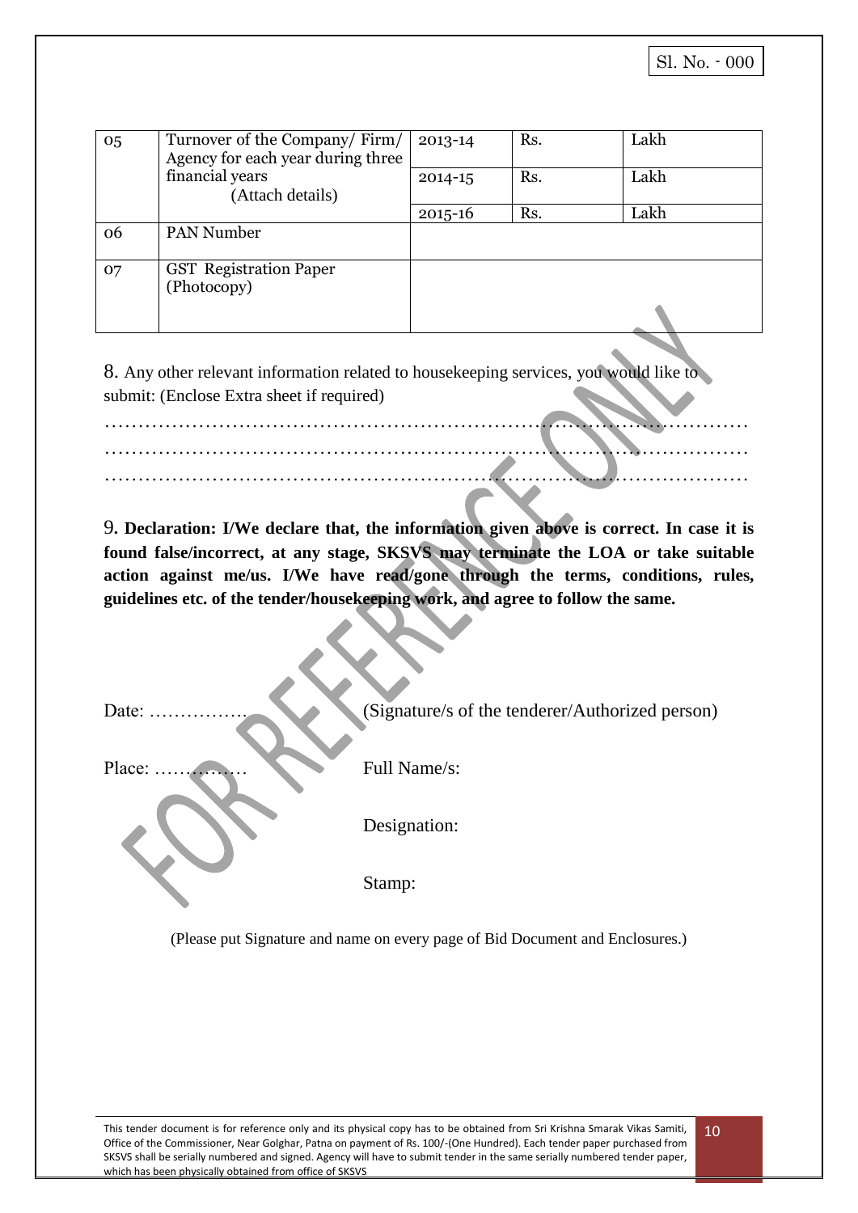Sl. No. - 000

| 05 | Turnover of the Company/ Firm/ Agency for each year during three financial years (Attach details) | 2013-14 | Rs. | Lakh |
|---|---|---|---|---|
| | | 2014-15 | Rs. | Lakh |
| | | 2015-16 | Rs. | Lakh |
| 06 | PAN Number | | | |
| 07 | GST Registration Paper (Photocopy) | | | |

8. Any other relevant information related to housekeeping services, you would like to submit: (Enclose Extra sheet if required)

……………………………………………………………………………………………
……………………………………………………………………………………………
……………………………………………………………………………………………

9. **Declaration: I/We declare that, the information given above is correct. In case it is found false/incorrect, at any stage, SKSVS may terminate the LOA or take suitable action against me/us. I/We have read/gone through the terms, conditions, rules, guidelines etc. of the tender/housekeeping work, and agree to follow the same.**

Date: ……………… (Signature/s of the tenderer/Authorized person)

Place: …………… Full Name/s:

Designation:

Stamp:

(Please put Signature and name on every page of Bid Document and Enclosures.)

This tender document is for reference only and its physical copy has to be obtained from Sri Krishna Smarak Vikas Samiti, Office of the Commissioner, Near Golghar, Patna on payment of Rs. 100/-(One Hundred). Each tender paper purchased from SKSVS shall be serially numbered and signed. Agency will have to submit tender in the same serially numbered tender paper, which has been physically obtained from office of SKSVS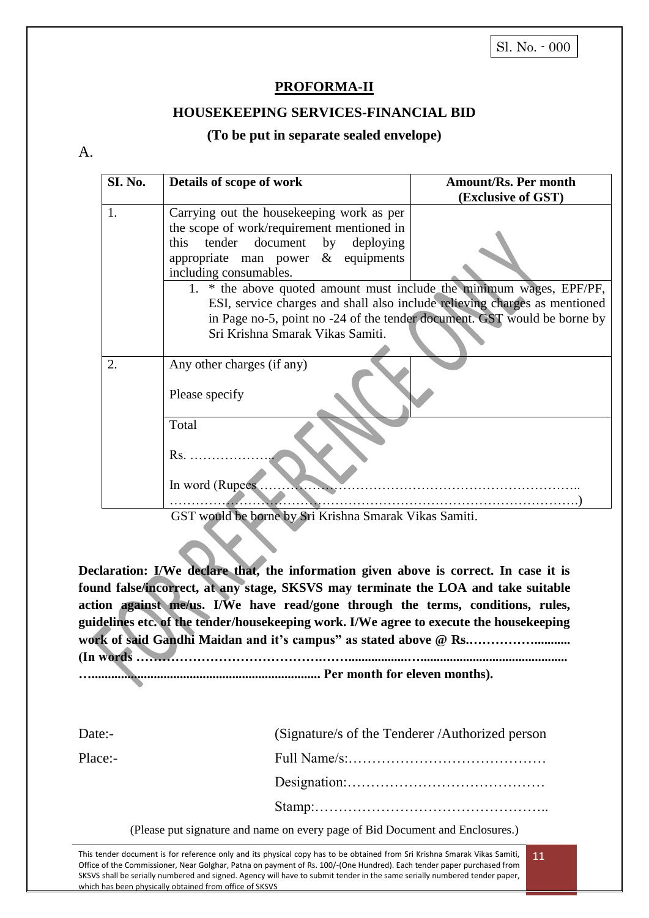Sl. No. - 000

## PROFORMA-II

### HOUSEKEEPING SERVICES-FINANCIAL BID

### (To be put in separate sealed envelope)

A.

| SI. No. | Details of scope of work | Amount/Rs. Per month (Exclusive of GST) |
|---|---|---|
| 1. | Carrying out the housekeeping work as per the scope of work/requirement mentioned in this tender document by deploying appropriate man power & equipments including consumables. | |
| | 1. * the above quoted amount must include the minimum wages, EPF/PF, ESI, service charges and shall also include relieving charges as mentioned in Page no-5, point no -24 of the tender document. GST would be borne by Sri Krishna Smarak Vikas Samiti. | |
| 2. | Any other charges (if any)<br><br>Please specify | |
| | Total<br><br>Rs. ………………..<br><br>In word (Rupees……………………………………………………………….. ……………………………………………………………………………….) | |

GST would be borne by Sri Krishna Smarak Vikas Samiti.

**Declaration: I/We declare that, the information given above is correct. In case it is found false/incorrect, at any stage, SKSVS may terminate the LOA and take suitable action against me/us. I/We have read/gone through the terms, conditions, rules, guidelines etc. of the tender/housekeeping work. I/We agree to execute the housekeeping work of said Gandhi Maidan and it's campus" as stated above @ Rs.…………….......... (In words ………………………………………….................…............................................. …..................................................................... Per month for eleven months).**

Date:-

Place:-

(Signature/s of the Tenderer /Authorized person

Full Name/s:……………………………………

Designation:……………………………………

Stamp:…………………………………………..

(Please put signature and name on every page of Bid Document and Enclosures.)

This tender document is for reference only and its physical copy has to be obtained from Sri Krishna Smarak Vikas Samiti, Office of the Commissioner, Near Golghar, Patna on payment of Rs. 100/-(One Hundred). Each tender paper purchased from SKSVS shall be serially numbered and signed. Agency will have to submit tender in the same serially numbered tender paper, which has been physically obtained from office of SKSVS